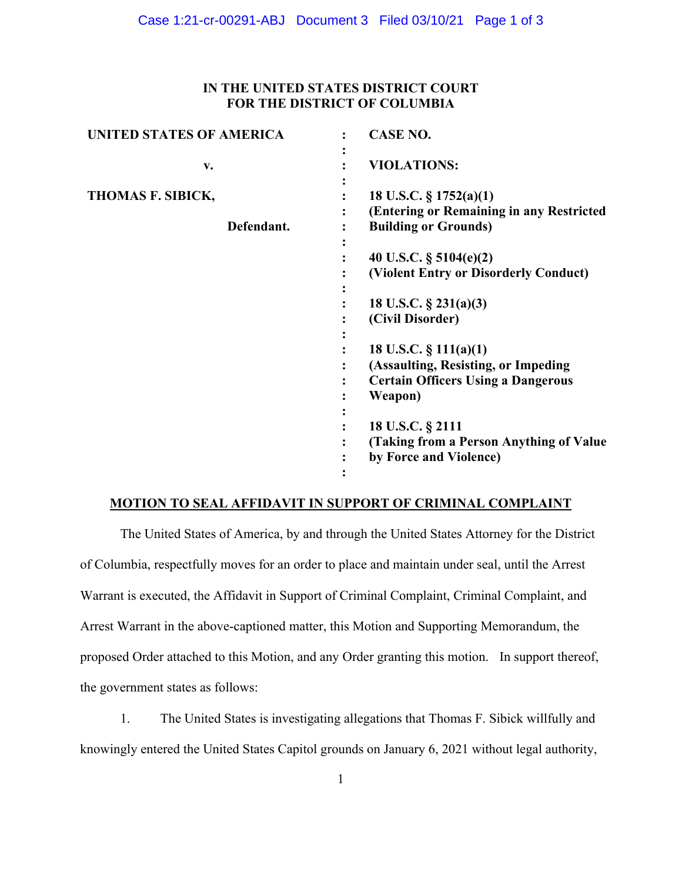**IN THE UNITED STATES DISTRICT COURT**
**FOR THE DISTRICT OF COLUMBIA**

| | | |
|---|---|---|
| **UNITED STATES OF AMERICA** | : | **CASE NO.** |
| | : | |
| **v.** | : | **VIOLATIONS:** |
| | : | |
| **THOMAS F. SIBICK,** | : | **18 U.S.C. § 1752(a)(1)** |
| | : | **(Entering or Remaining in any Restricted** |
| **Defendant.** | : | **Building or Grounds)** |
| | : | |
| | : | **40 U.S.C. § 5104(e)(2)** |
| | : | **(Violent Entry or Disorderly Conduct)** |
| | : | |
| | : | **18 U.S.C. § 231(a)(3)** |
| | : | **(Civil Disorder)** |
| | : | |
| | : | **18 U.S.C. § 111(a)(1)** |
| | : | **(Assaulting, Resisting, or Impeding** |
| | : | **Certain Officers Using a Dangerous** |
| | : | **Weapon)** |
| | : | |
| | : | **18 U.S.C. § 2111** |
| | : | **(Taking from a Person Anything of Value** |
| | : | **by Force and Violence)** |
| | : | |

**MOTION TO SEAL AFFIDAVIT IN SUPPORT OF CRIMINAL COMPLAINT**

The United States of America, by and through the United States Attorney for the District of Columbia, respectfully moves for an order to place and maintain under seal, until the Arrest Warrant is executed, the Affidavit in Support of Criminal Complaint, Criminal Complaint, and Arrest Warrant in the above-captioned matter, this Motion and Supporting Memorandum, the proposed Order attached to this Motion, and any Order granting this motion. In support thereof, the government states as follows:

1. The United States is investigating allegations that Thomas F. Sibick willfully and knowingly entered the United States Capitol grounds on January 6, 2021 without legal authority,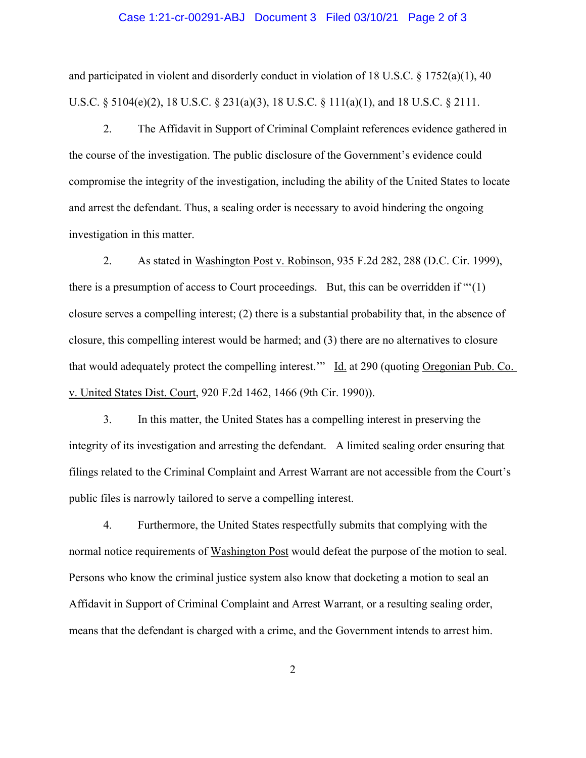and participated in violent and disorderly conduct in violation of 18 U.S.C. § 1752(a)(1), 40 U.S.C. § 5104(e)(2), 18 U.S.C. § 231(a)(3), 18 U.S.C. § 111(a)(1), and 18 U.S.C. § 2111.

2. The Affidavit in Support of Criminal Complaint references evidence gathered in the course of the investigation. The public disclosure of the Government's evidence could compromise the integrity of the investigation, including the ability of the United States to locate and arrest the defendant. Thus, a sealing order is necessary to avoid hindering the ongoing investigation in this matter.

2. As stated in Washington Post v. Robinson, 935 F.2d 282, 288 (D.C. Cir. 1999), there is a presumption of access to Court proceedings. But, this can be overridden if "'(1) closure serves a compelling interest; (2) there is a substantial probability that, in the absence of closure, this compelling interest would be harmed; and (3) there are no alternatives to closure that would adequately protect the compelling interest.'" Id. at 290 (quoting Oregonian Pub. Co. v. United States Dist. Court, 920 F.2d 1462, 1466 (9th Cir. 1990)).

3. In this matter, the United States has a compelling interest in preserving the integrity of its investigation and arresting the defendant. A limited sealing order ensuring that filings related to the Criminal Complaint and Arrest Warrant are not accessible from the Court's public files is narrowly tailored to serve a compelling interest.

4. Furthermore, the United States respectfully submits that complying with the normal notice requirements of Washington Post would defeat the purpose of the motion to seal. Persons who know the criminal justice system also know that docketing a motion to seal an Affidavit in Support of Criminal Complaint and Arrest Warrant, or a resulting sealing order, means that the defendant is charged with a crime, and the Government intends to arrest him.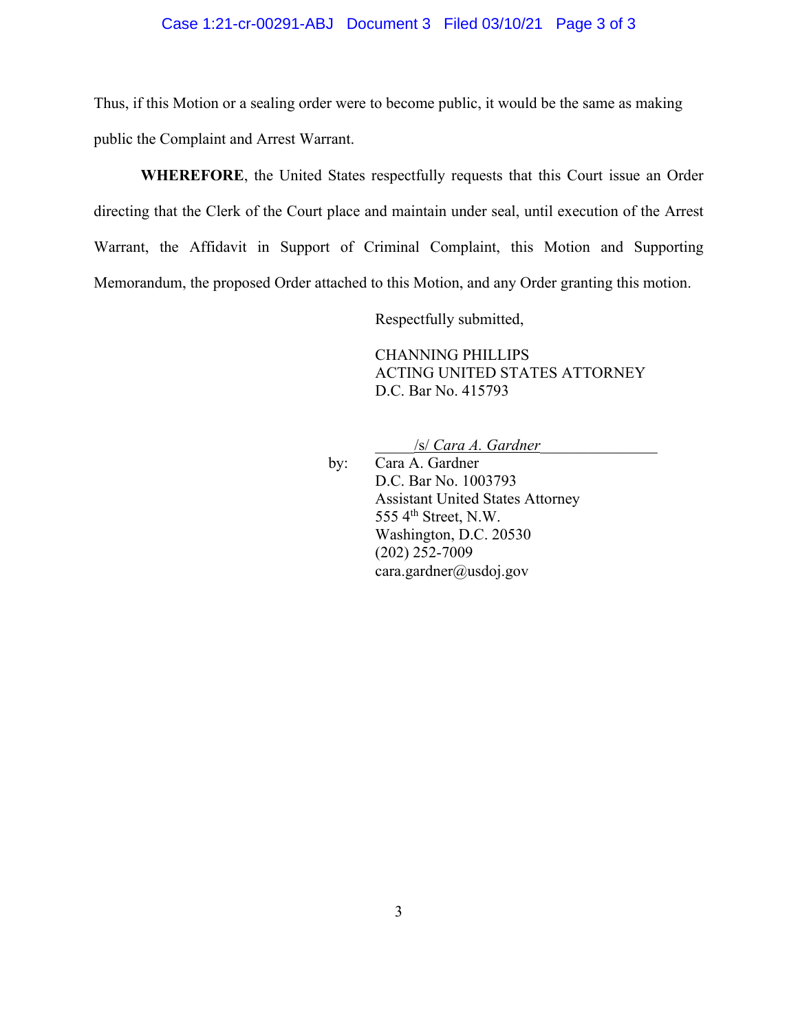Thus, if this Motion or a sealing order were to become public, it would be the same as making public the Complaint and Arrest Warrant.

**WHEREFORE**, the United States respectfully requests that this Court issue an Order directing that the Clerk of the Court place and maintain under seal, until execution of the Arrest Warrant, the Affidavit in Support of Criminal Complaint, this Motion and Supporting Memorandum, the proposed Order attached to this Motion, and any Order granting this motion.

Respectfully submitted,

CHANNING PHILLIPS
ACTING UNITED STATES ATTORNEY
D.C. Bar No. 415793

/s/ *Cara A. Gardner*

by: Cara A. Gardner
D.C. Bar No. 1003793
Assistant United States Attorney
555 4th Street, N.W.
Washington, D.C. 20530
(202) 252-7009
cara.gardner@usdoj.gov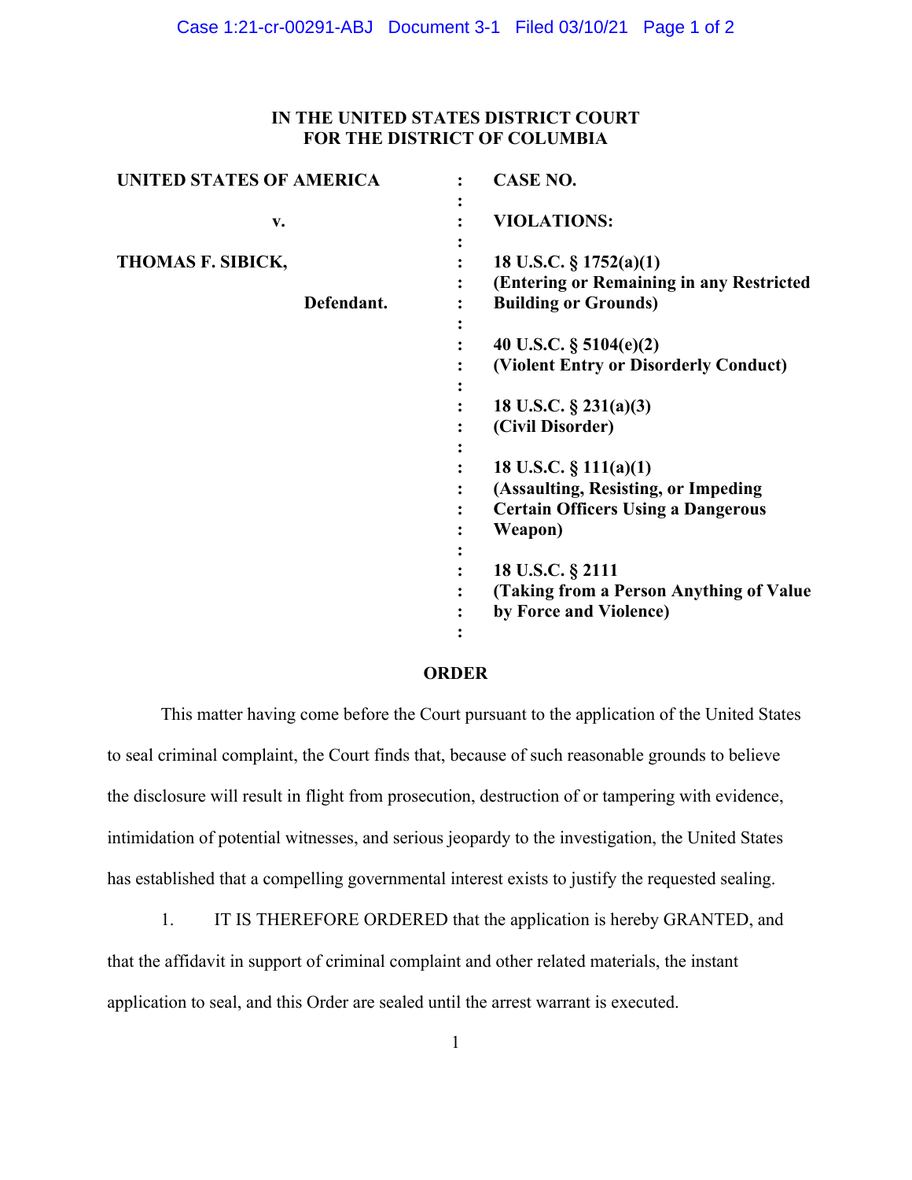**IN THE UNITED STATES DISTRICT COURT**
**FOR THE DISTRICT OF COLUMBIA**

| | | |
|---|---|---|
| **UNITED STATES OF AMERICA** | : | **CASE NO.** |
| | : | |
| **v.** | : | **VIOLATIONS:** |
| | : | |
| **THOMAS F. SIBICK,** | : | **18 U.S.C. § 1752(a)(1)** |
| | : | **(Entering or Remaining in any Restricted** |
| **Defendant.** | : | **Building or Grounds)** |
| | : | |
| | : | **40 U.S.C. § 5104(e)(2)** |
| | : | **(Violent Entry or Disorderly Conduct)** |
| | : | |
| | : | **18 U.S.C. § 231(a)(3)** |
| | : | **(Civil Disorder)** |
| | : | |
| | : | **18 U.S.C. § 111(a)(1)** |
| | : | **(Assaulting, Resisting, or Impeding** |
| | : | **Certain Officers Using a Dangerous** |
| | : | **Weapon)** |
| | : | |
| | : | **18 U.S.C. § 2111** |
| | : | **(Taking from a Person Anything of Value** |
| | : | **by Force and Violence)** |
| | : | |

**ORDER**

This matter having come before the Court pursuant to the application of the United States to seal criminal complaint, the Court finds that, because of such reasonable grounds to believe the disclosure will result in flight from prosecution, destruction of or tampering with evidence, intimidation of potential witnesses, and serious jeopardy to the investigation, the United States has established that a compelling governmental interest exists to justify the requested sealing.

1. IT IS THEREFORE ORDERED that the application is hereby GRANTED, and that the affidavit in support of criminal complaint and other related materials, the instant application to seal, and this Order are sealed until the arrest warrant is executed.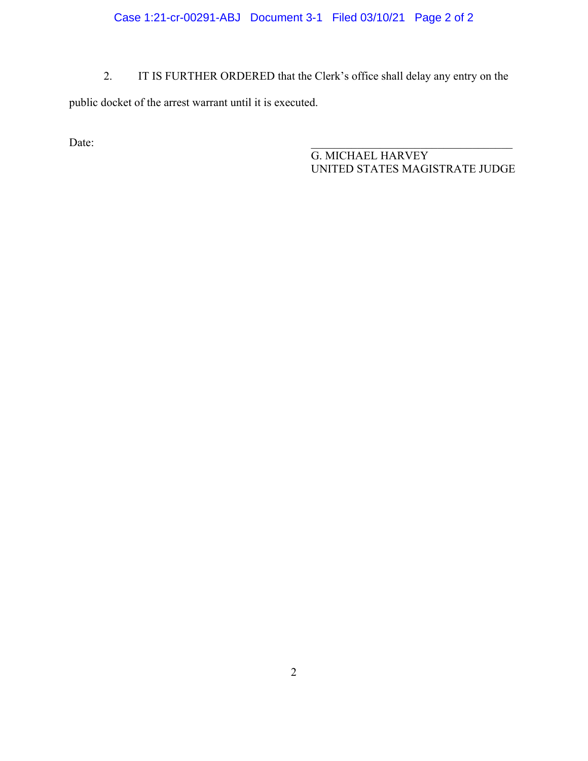2. IT IS FURTHER ORDERED that the Clerk's office shall delay any entry on the public docket of the arrest warrant until it is executed.

Date:

\_\_\_\_\_\_\_\_\_\_\_\_\_\_\_\_\_\_\_\_\_\_\_\_\_\_\_\_\_\_\_\_\_\_\_
G. MICHAEL HARVEY
UNITED STATES MAGISTRATE JUDGE